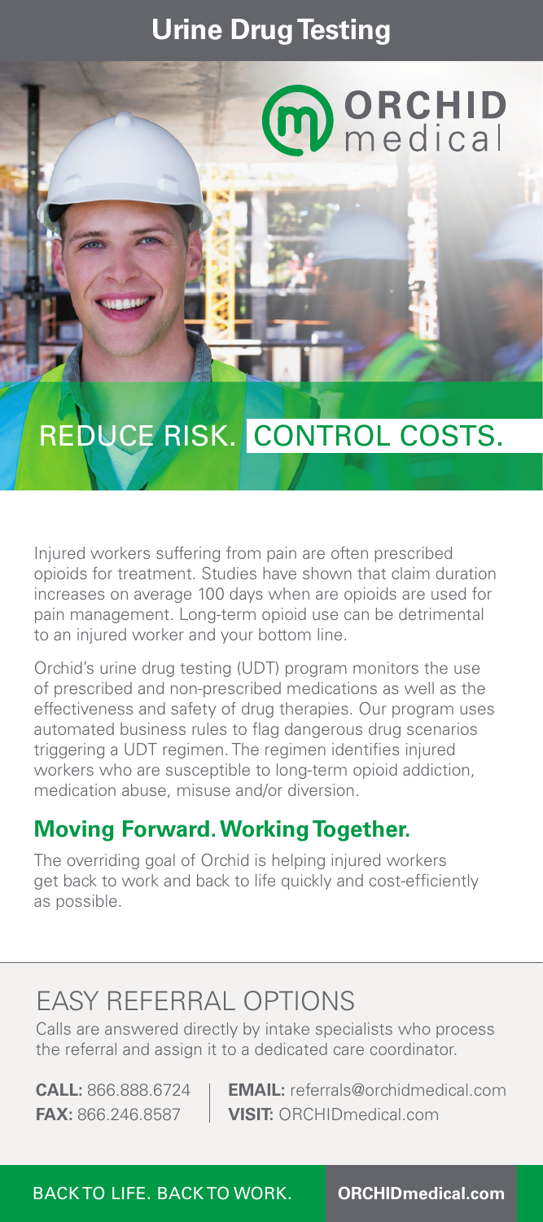# Urine Drug Testing

ORCHID medical

## REDUCE RISK. CONTROL COSTS.

Injured workers suffering from pain are often prescribed opioids for treatment. Studies have shown that claim duration increases on average 100 days when are opioids are used for pain management. Long-term opioid use can be detrimental to an injured worker and your bottom line.

Orchid's urine drug testing (UDT) program monitors the use of prescribed and non-prescribed medications as well as the effectiveness and safety of drug therapies. Our program uses automated business rules to flag dangerous drug scenarios triggering a UDT regimen. The regimen identifies injured workers who are susceptible to long-term opioid addiction, medication abuse, misuse and/or diversion.

### Moving Forward. Working Together.

The overriding goal of Orchid is helping injured workers get back to work and back to life quickly and cost-efficiently as possible.

## EASY REFERRAL OPTIONS

Calls are answered directly by intake specialists who process the referral and assign it to a dedicated care coordinator.

**CALL:** 866.888.6724
**FAX:** 866.246.8587

**EMAIL:** referrals@orchidmedical.com
**VISIT:** ORCHIDmedical.com

BACK TO LIFE. BACK TO WORK. **ORCHIDmedical.com**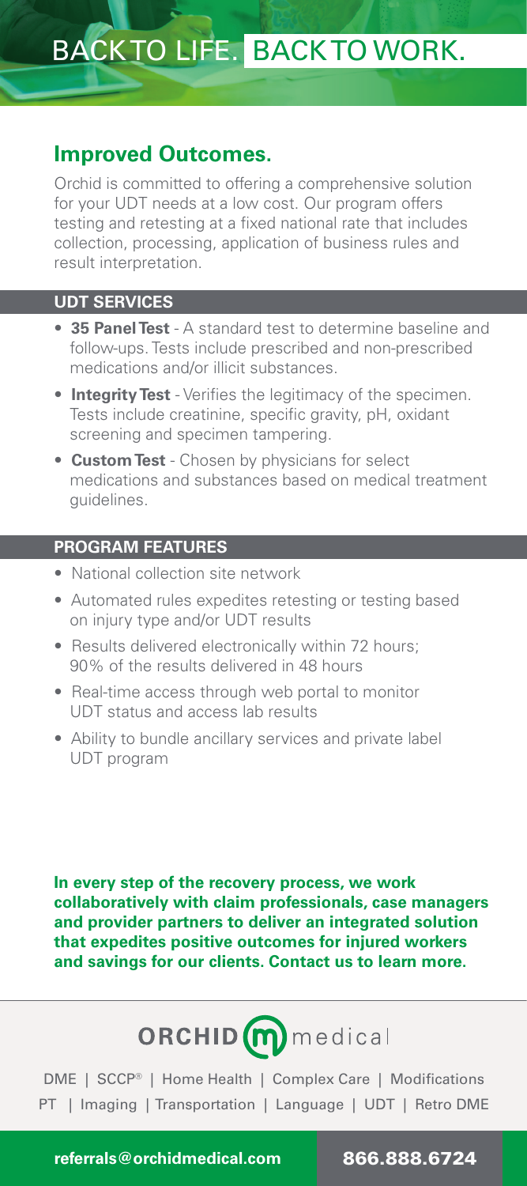# BACK TO LIFE. BACK TO WORK.

## Improved Outcomes.

Orchid is committed to offering a comprehensive solution for your UDT needs at a low cost. Our program offers testing and retesting at a fixed national rate that includes collection, processing, application of business rules and result interpretation.

### UDT SERVICES

- **35 Panel Test** - A standard test to determine baseline and follow-ups. Tests include prescribed and non-prescribed medications and/or illicit substances.
- **Integrity Test** - Verifies the legitimacy of the specimen. Tests include creatinine, specific gravity, pH, oxidant screening and specimen tampering.
- **Custom Test** - Chosen by physicians for select medications and substances based on medical treatment guidelines.

### PROGRAM FEATURES

- National collection site network
- Automated rules expedites retesting or testing based on injury type and/or UDT results
- Results delivered electronically within 72 hours; 90% of the results delivered in 48 hours
- Real-time access through web portal to monitor UDT status and access lab results
- Ability to bundle ancillary services and private label UDT program

**In every step of the recovery process, we work collaboratively with claim professionals, case managers and provider partners to deliver an integrated solution that expedites positive outcomes for injured workers and savings for our clients. Contact us to learn more.**

ORCHID medical

DME | SCCP® | Home Health | Complex Care | Modifications
PT | Imaging | Transportation | Language | UDT | Retro DME

referrals@orchidmedical.com 866.888.6724